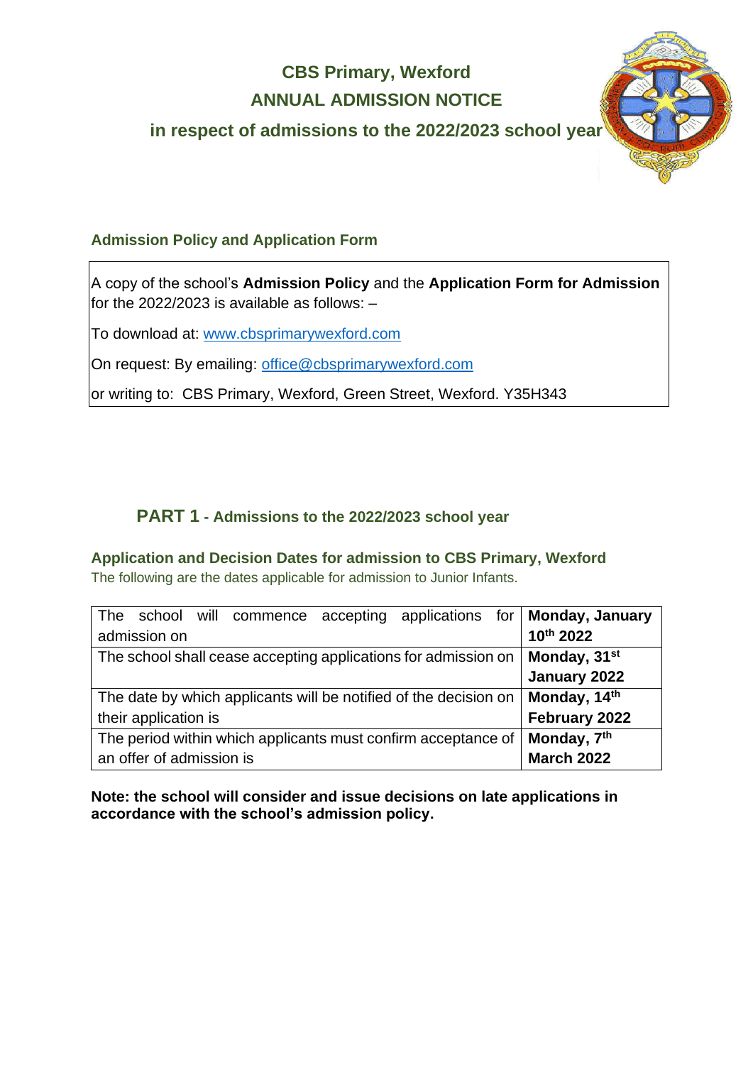# CBS Primary, Wexford
# ANNUAL ADMISSION NOTICE
## in respect of admissions to the 2022/2023 school year

### Admission Policy and Application Form

A copy of the school's **Admission Policy** and the **Application Form for Admission** for the 2022/2023 is available as follows: –

To download at: www.cbsprimarywexford.com

On request: By emailing: office@cbsprimarywexford.com

or writing to: CBS Primary, Wexford, Green Street, Wexford. Y35H343

## PART 1 - Admissions to the 2022/2023 school year

### Application and Decision Dates for admission to CBS Primary, Wexford

The following are the dates applicable for admission to Junior Infants.

| | |
|---|---|
| The school will commence accepting applications for admission on | **Monday, January 10th 2022** |
| The school shall cease accepting applications for admission on | **Monday, 31st January 2022** |
| The date by which applicants will be notified of the decision on their application is | **Monday, 14th February 2022** |
| The period within which applicants must confirm acceptance of an offer of admission is | **Monday, 7th March 2022** |

**Note: the school will consider and issue decisions on late applications in accordance with the school's admission policy.**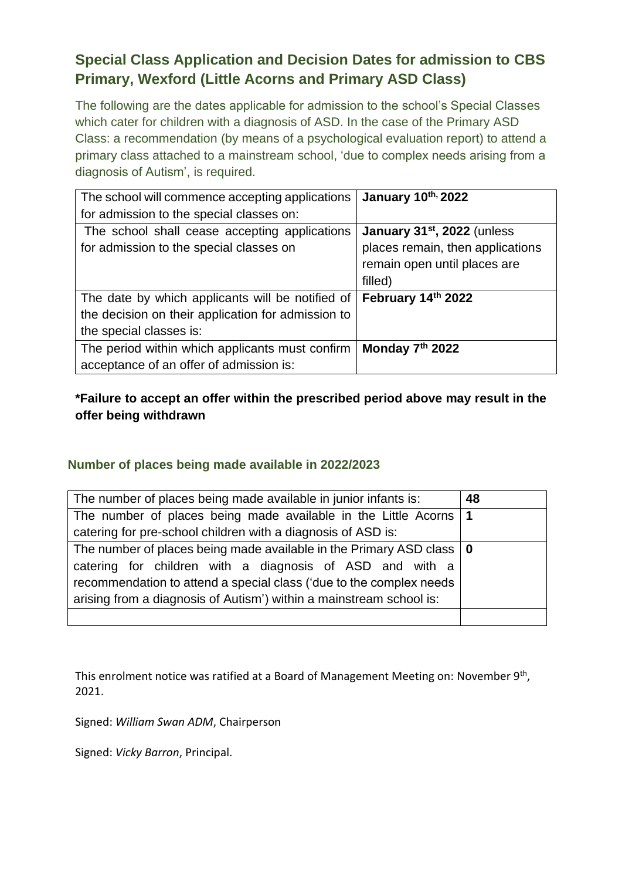## Special Class Application and Decision Dates for admission to CBS Primary, Wexford (Little Acorns and Primary ASD Class)

The following are the dates applicable for admission to the school's Special Classes which cater for children with a diagnosis of ASD. In the case of the Primary ASD Class: a recommendation (by means of a psychological evaluation report) to attend a primary class attached to a mainstream school, 'due to complex needs arising from a diagnosis of Autism', is required.

| | |
|---|---|
| The school will commence accepting applications for admission to the special classes on: | **January 10th, 2022** |
| The school shall cease accepting applications for admission to the special classes on | **January 31st, 2022** (unless places remain, then applications remain open until places are filled) |
| The date by which applicants will be notified of the decision on their application for admission to the special classes is: | **February 14th 2022** |
| The period within which applicants must confirm acceptance of an offer of admission is: | **Monday 7th 2022** |

**\*Failure to accept an offer within the prescribed period above may result in the offer being withdrawn**

### Number of places being made available in 2022/2023

| | |
|---|---|
| The number of places being made available in junior infants is: | **48** |
| The number of places being made available in the Little Acorns catering for pre-school children with a diagnosis of ASD is: | **1** |
| The number of places being made available in the Primary ASD class catering for children with a diagnosis of ASD and with a recommendation to attend a special class ('due to the complex needs arising from a diagnosis of Autism') within a mainstream school is: | **0** |
| | |

This enrolment notice was ratified at a Board of Management Meeting on: November 9th, 2021.

Signed: *William Swan ADM*, Chairperson

Signed: *Vicky Barron*, Principal.